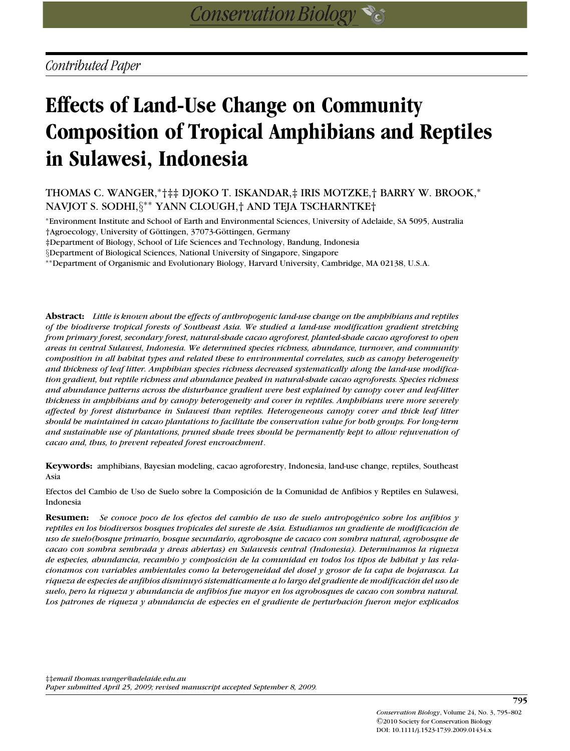*Contributed Paper*

# Effects of Land-Use Change on Community Composition of Tropical Amphibians and Reptiles in Sulawesi, Indonesia

THOMAS C. WANGER,*†‡‡ DJOKO T. ISKANDAR,‡ IRIS MOTZKE,† BARRY W. BROOK,* NAVJOT S. SODHI,§** YANN CLOUGH,† AND TEJA TSCHARNTKE†

*Environment Institute and School of Earth and Environmental Sciences, University of Adelaide, SA 5095, Australia
†Agroecology, University of Göttingen, 37073-Göttingen, Germany
‡Department of Biology, School of Life Sciences and Technology, Bandung, Indonesia
§Department of Biological Sciences, National University of Singapore, Singapore
**Department of Organismic and Evolutionary Biology, Harvard University, Cambridge, MA 02138, U.S.A.

**Abstract:** *Little is known about the effects of anthropogenic land-use change on the amphibians and reptiles of the biodiverse tropical forests of Southeast Asia. We studied a land-use modification gradient stretching from primary forest, secondary forest, natural-shade cacao agroforest, planted-shade cacao agroforest to open areas in central Sulawesi, Indonesia. We determined species richness, abundance, turnover, and community composition in all habitat types and related these to environmental correlates, such as canopy heterogeneity and thickness of leaf litter. Amphibian species richness decreased systematically along the land-use modification gradient, but reptile richness and abundance peaked in natural-shade cacao agroforests. Species richness and abundance patterns across the disturbance gradient were best explained by canopy cover and leaf-litter thickness in amphibians and by canopy heterogeneity and cover in reptiles. Amphibians were more severely affected by forest disturbance in Sulawesi than reptiles. Heterogeneous canopy cover and thick leaf litter should be maintained in cacao plantations to facilitate the conservation value for both groups. For long-term and sustainable use of plantations, pruned shade trees should be permanently kept to allow rejuvenation of cacao and, thus, to prevent repeated forest encroachment.*

**Keywords:** amphibians, Bayesian modeling, cacao agroforestry, Indonesia, land-use change, reptiles, Southeast Asia

Efectos del Cambio de Uso de Suelo sobre la Composición de la Comunidad de Anfibios y Reptiles en Sulawesi, Indonesia

**Resumen:** *Se conoce poco de los efectos del cambio de uso de suelo antropogénico sobre los anfibios y reptiles en los biodiversos bosques tropicales del sureste de Asia. Estudiamos un gradiente de modificación de uso de suelo(bosque primario, bosque secundario, agrobosque de cacaco con sombra natural, agrobosque de cacao con sombra sembrada y áreas abiertas) en Sulawesis central (Indonesia). Determinamos la riqueza de especies, abundancia, recambio y composición de la comunidad en todos los tipos de hábitat y las relacionamos con variables ambientales como la heterogeneidad del dosel y grosor de la capa de hojarasca. La riqueza de especies de anfibios disminuyó sistemáticamente a lo largo del gradiente de modificación del uso de suelo, pero la riqueza y abundancia de anfibios fue mayor en los agrobosques de cacao con sombra natural. Los patrones de riqueza y abundancia de especies en el gradiente de perturbación fueron mejor explicados*

‡‡*email thomas.wanger@adelaide.edu.au*
*Paper submitted April 25, 2009; revised manuscript accepted September 8, 2009.*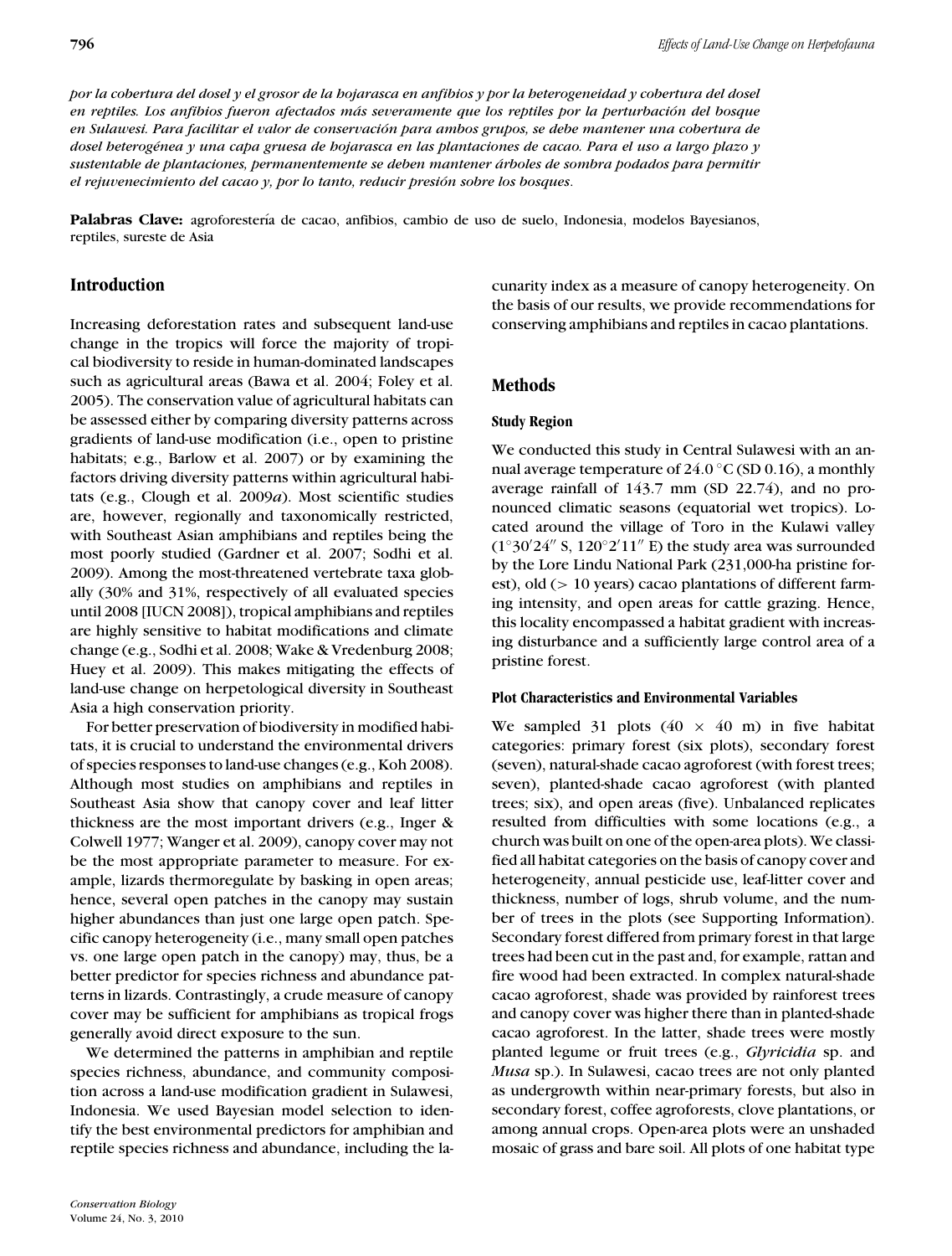*por la cobertura del dosel y el grosor de la hojarasca en anfibios y por la heterogeneidad y cobertura del dosel en reptiles. Los anfibios fueron afectados más severamente que los reptiles por la perturbación del bosque en Sulawesi. Para facilitar el valor de conservación para ambos grupos, se debe mantener una cobertura de dosel heterogénea y una capa gruesa de hojarasca en las plantaciones de cacao. Para el uso a largo plazo y sustentable de plantaciones, permanentemente se deben mantener árboles de sombra podados para permitir el rejuvenecimiento del cacao y, por lo tanto, reducir presión sobre los bosques.*

**Palabras Clave:** agroforestería de cacao, anfibios, cambio de uso de suelo, Indonesia, modelos Bayesianos, reptiles, sureste de Asia

## Introduction

Increasing deforestation rates and subsequent land-use change in the tropics will force the majority of tropical biodiversity to reside in human-dominated landscapes such as agricultural areas (Bawa et al. 2004; Foley et al. 2005). The conservation value of agricultural habitats can be assessed either by comparing diversity patterns across gradients of land-use modification (i.e., open to pristine habitats; e.g., Barlow et al. 2007) or by examining the factors driving diversity patterns within agricultural habitats (e.g., Clough et al. 2009*a*). Most scientific studies are, however, regionally and taxonomically restricted, with Southeast Asian amphibians and reptiles being the most poorly studied (Gardner et al. 2007; Sodhi et al. 2009). Among the most-threatened vertebrate taxa globally (30% and 31%, respectively of all evaluated species until 2008 [IUCN 2008]), tropical amphibians and reptiles are highly sensitive to habitat modifications and climate change (e.g., Sodhi et al. 2008; Wake & Vredenburg 2008; Huey et al. 2009). This makes mitigating the effects of land-use change on herpetological diversity in Southeast Asia a high conservation priority.

For better preservation of biodiversity in modified habitats, it is crucial to understand the environmental drivers of species responses to land-use changes (e.g., Koh 2008). Although most studies on amphibians and reptiles in Southeast Asia show that canopy cover and leaf litter thickness are the most important drivers (e.g., Inger & Colwell 1977; Wanger et al. 2009), canopy cover may not be the most appropriate parameter to measure. For example, lizards thermoregulate by basking in open areas; hence, several open patches in the canopy may sustain higher abundances than just one large open patch. Specific canopy heterogeneity (i.e., many small open patches vs. one large open patch in the canopy) may, thus, be a better predictor for species richness and abundance patterns in lizards. Contrastingly, a crude measure of canopy cover may be sufficient for amphibians as tropical frogs generally avoid direct exposure to the sun.

We determined the patterns in amphibian and reptile species richness, abundance, and community composition across a land-use modification gradient in Sulawesi, Indonesia. We used Bayesian model selection to identify the best environmental predictors for amphibian and reptile species richness and abundance, including the lacunarity index as a measure of canopy heterogeneity. On the basis of our results, we provide recommendations for conserving amphibians and reptiles in cacao plantations.

## Methods

### Study Region

We conducted this study in Central Sulawesi with an annual average temperature of 24.0 °C (SD 0.16), a monthly average rainfall of 143.7 mm (SD 22.74), and no pronounced climatic seasons (equatorial wet tropics). Located around the village of Toro in the Kulawi valley (1°30′24″ S, 120°2′11″ E) the study area was surrounded by the Lore Lindu National Park (231,000-ha pristine forest), old (> 10 years) cacao plantations of different farming intensity, and open areas for cattle grazing. Hence, this locality encompassed a habitat gradient with increasing disturbance and a sufficiently large control area of a pristine forest.

### Plot Characteristics and Environmental Variables

We sampled 31 plots (40 × 40 m) in five habitat categories: primary forest (six plots), secondary forest (seven), natural-shade cacao agroforest (with forest trees; seven), planted-shade cacao agroforest (with planted trees; six), and open areas (five). Unbalanced replicates resulted from difficulties with some locations (e.g., a church was built on one of the open-area plots). We classified all habitat categories on the basis of canopy cover and heterogeneity, annual pesticide use, leaf-litter cover and thickness, number of logs, shrub volume, and the number of trees in the plots (see Supporting Information). Secondary forest differed from primary forest in that large trees had been cut in the past and, for example, rattan and fire wood had been extracted. In complex natural-shade cacao agroforest, shade was provided by rainforest trees and canopy cover was higher there than in planted-shade cacao agroforest. In the latter, shade trees were mostly planted legume or fruit trees (e.g., *Glyricidia* sp. and *Musa* sp.). In Sulawesi, cacao trees are not only planted as undergrowth within near-primary forests, but also in secondary forest, coffee agroforests, clove plantations, or among annual crops. Open-area plots were an unshaded mosaic of grass and bare soil. All plots of one habitat type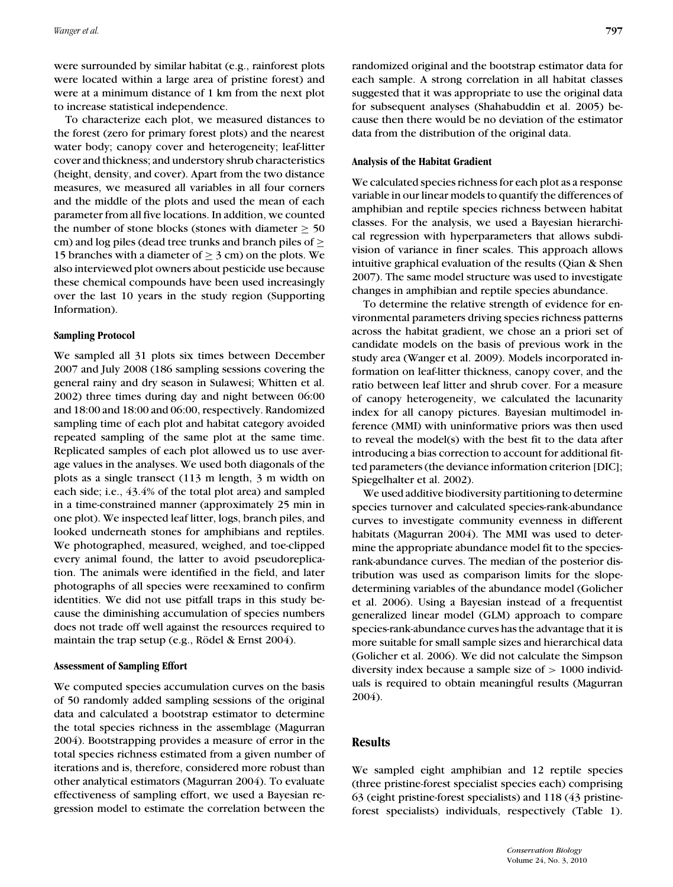were surrounded by similar habitat (e.g., rainforest plots were located within a large area of pristine forest) and were at a minimum distance of 1 km from the next plot to increase statistical independence.

To characterize each plot, we measured distances to the forest (zero for primary forest plots) and the nearest water body; canopy cover and heterogeneity; leaf-litter cover and thickness; and understory shrub characteristics (height, density, and cover). Apart from the two distance measures, we measured all variables in all four corners and the middle of the plots and used the mean of each parameter from all five locations. In addition, we counted the number of stone blocks (stones with diameter $\geq$ 50 cm) and log piles (dead tree trunks and branch piles of $\geq$ 15 branches with a diameter of $\geq$ 3 cm) on the plots. We also interviewed plot owners about pesticide use because these chemical compounds have been used increasingly over the last 10 years in the study region (Supporting Information).

### Sampling Protocol

We sampled all 31 plots six times between December 2007 and July 2008 (186 sampling sessions covering the general rainy and dry season in Sulawesi; Whitten et al. 2002) three times during day and night between 06:00 and 18:00 and 18:00 and 06:00, respectively. Randomized sampling time of each plot and habitat category avoided repeated sampling of the same plot at the same time. Replicated samples of each plot allowed us to use average values in the analyses. We used both diagonals of the plots as a single transect (113 m length, 3 m width on each side; i.e., 43.4% of the total plot area) and sampled in a time-constrained manner (approximately 25 min in one plot). We inspected leaf litter, logs, branch piles, and looked underneath stones for amphibians and reptiles. We photographed, measured, weighed, and toe-clipped every animal found, the latter to avoid pseudoreplication. The animals were identified in the field, and later photographs of all species were reexamined to confirm identities. We did not use pitfall traps in this study because the diminishing accumulation of species numbers does not trade off well against the resources required to maintain the trap setup (e.g., Rödel & Ernst 2004).

### Assessment of Sampling Effort

We computed species accumulation curves on the basis of 50 randomly added sampling sessions of the original data and calculated a bootstrap estimator to determine the total species richness in the assemblage (Magurran 2004). Bootstrapping provides a measure of error in the total species richness estimated from a given number of iterations and is, therefore, considered more robust than other analytical estimators (Magurran 2004). To evaluate effectiveness of sampling effort, we used a Bayesian regression model to estimate the correlation between the randomized original and the bootstrap estimator data for each sample. A strong correlation in all habitat classes suggested that it was appropriate to use the original data for subsequent analyses (Shahabuddin et al. 2005) because then there would be no deviation of the estimator data from the distribution of the original data.

### Analysis of the Habitat Gradient

We calculated species richness for each plot as a response variable in our linear models to quantify the differences of amphibian and reptile species richness between habitat classes. For the analysis, we used a Bayesian hierarchical regression with hyperparameters that allows subdivision of variance in finer scales. This approach allows intuitive graphical evaluation of the results (Qian & Shen 2007). The same model structure was used to investigate changes in amphibian and reptile species abundance.

To determine the relative strength of evidence for environmental parameters driving species richness patterns across the habitat gradient, we chose an a priori set of candidate models on the basis of previous work in the study area (Wanger et al. 2009). Models incorporated information on leaf-litter thickness, canopy cover, and the ratio between leaf litter and shrub cover. For a measure of canopy heterogeneity, we calculated the lacunarity index for all canopy pictures. Bayesian multimodel inference (MMI) with uninformative priors was then used to reveal the model(s) with the best fit to the data after introducing a bias correction to account for additional fitted parameters (the deviance information criterion [DIC]; Spiegelhalter et al. 2002).

We used additive biodiversity partitioning to determine species turnover and calculated species-rank-abundance curves to investigate community evenness in different habitats (Magurran 2004). The MMI was used to determine the appropriate abundance model fit to the species-rank-abundance curves. The median of the posterior distribution was used as comparison limits for the slope-determining variables of the abundance model (Golicher et al. 2006). Using a Bayesian instead of a frequentist generalized linear model (GLM) approach to compare species-rank-abundance curves has the advantage that it is more suitable for small sample sizes and hierarchical data (Golicher et al. 2006). We did not calculate the Simpson diversity index because a sample size of > 1000 individuals is required to obtain meaningful results (Magurran 2004).

## Results

We sampled eight amphibian and 12 reptile species (three pristine-forest specialist species each) comprising 63 (eight pristine-forest specialists) and 118 (43 pristine-forest specialists) individuals, respectively (Table 1).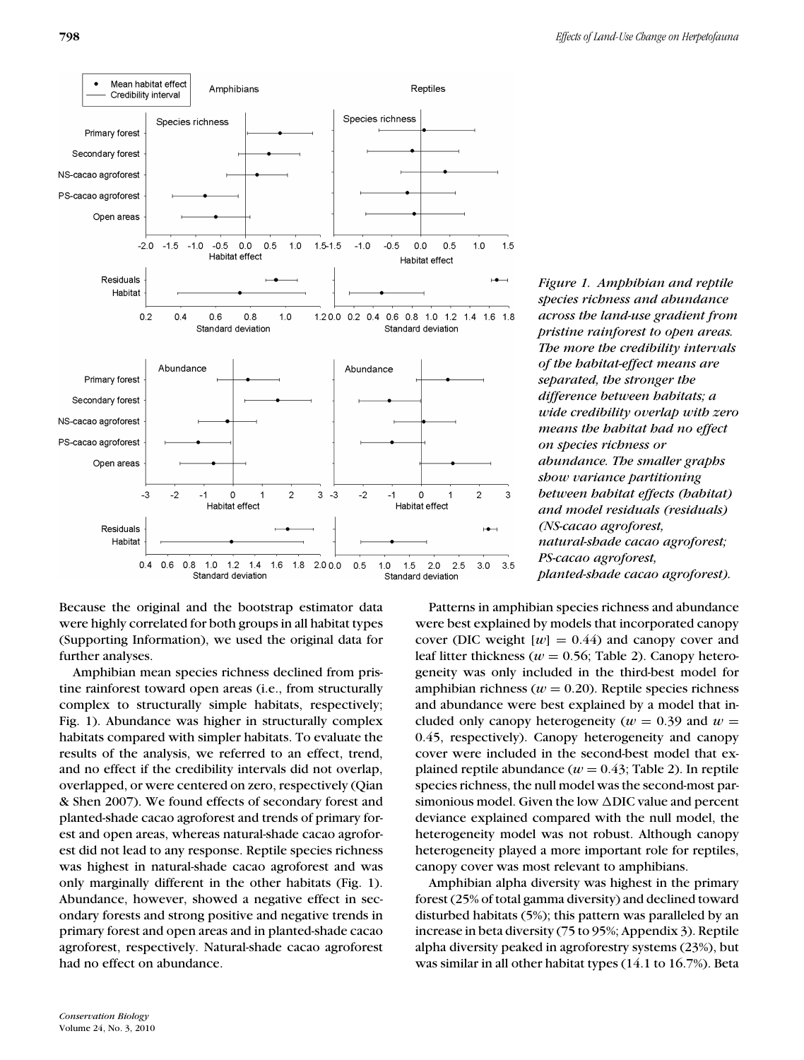*Figure 1. Amphibian and reptile species richness and abundance across the land-use gradient from pristine rainforest to open areas. The more the credibility intervals of the habitat-effect means are separated, the stronger the difference between habitats; a wide credibility overlap with zero means the habitat had no effect on species richness or abundance. The smaller graphs show variance partitioning between habitat effects (habitat) and model residuals (residuals) (NS-cacao agroforest, natural-shade cacao agroforest; PS-cacao agroforest, planted-shade cacao agroforest).*

Because the original and the bootstrap estimator data were highly correlated for both groups in all habitat types (Supporting Information), we used the original data for further analyses.

Amphibian mean species richness declined from pristine rainforest toward open areas (i.e., from structurally complex to structurally simple habitats, respectively; Fig. 1). Abundance was higher in structurally complex habitats compared with simpler habitats. To evaluate the results of the analysis, we referred to an effect, trend, and no effect if the credibility intervals did not overlap, overlapped, or were centered on zero, respectively (Qian & Shen 2007). We found effects of secondary forest and planted-shade cacao agroforest and trends of primary forest and open areas, whereas natural-shade cacao agroforest did not lead to any response. Reptile species richness was highest in natural-shade cacao agroforest and was only marginally different in the other habitats (Fig. 1). Abundance, however, showed a negative effect in secondary forests and strong positive and negative trends in primary forest and open areas and in planted-shade cacao agroforest, respectively. Natural-shade cacao agroforest had no effect on abundance.

Patterns in amphibian species richness and abundance were best explained by models that incorporated canopy cover (DIC weight [$w$] = 0.44) and canopy cover and leaf litter thickness ($w = 0.56$; Table 2). Canopy heterogeneity was only included in the third-best model for amphibian richness ($w = 0.20$). Reptile species richness and abundance were best explained by a model that included only canopy heterogeneity ($w = 0.39$ and $w = 0.45$, respectively). Canopy heterogeneity and canopy cover were included in the second-best model that explained reptile abundance ($w = 0.43$; Table 2). In reptile species richness, the null model was the second-most parsimonious model. Given the low $\Delta$DIC value and percent deviance explained compared with the null model, the heterogeneity model was not robust. Although canopy heterogeneity played a more important role for reptiles, canopy cover was most relevant to amphibians.

Amphibian alpha diversity was highest in the primary forest (25% of total gamma diversity) and declined toward disturbed habitats (5%); this pattern was paralleled by an increase in beta diversity (75 to 95%; Appendix 3). Reptile alpha diversity peaked in agroforestry systems (23%), but was similar in all other habitat types (14.1 to 16.7%). Beta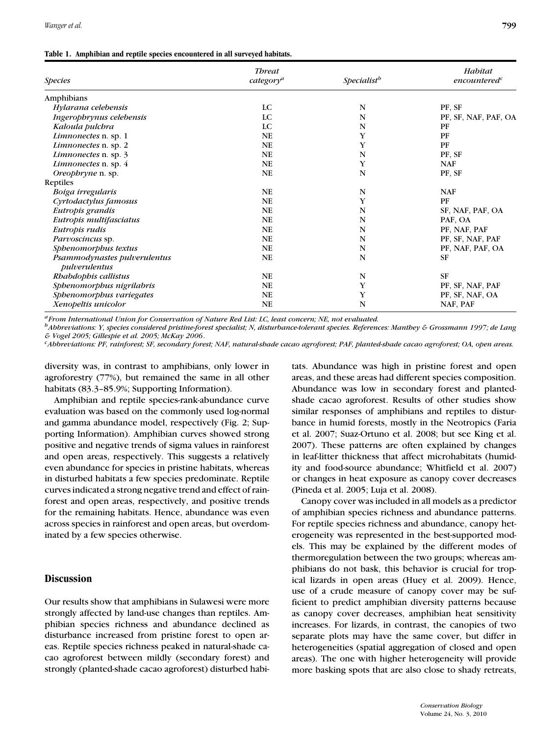**Table 1. Amphibian and reptile species encountered in all surveyed habitats.**

| *Species* | *Threat category*[a] | *Specialist*[b] | *Habitat encountered*[c] |
|---|---|---|---|
| Amphibians | | | |
| *Hylarana celebensis* | LC | N | PF, SF |
| *Ingerophrynus celebensis* | LC | N | PF, SF, NAF, PAF, OA |
| *Kaloula pulchra* | LC | N | PF |
| *Limnonectes* n. sp. 1 | NE | Y | PF |
| *Limnonectes* n. sp. 2 | NE | Y | PF |
| *Limnonectes* n. sp. 3 | NE | N | PF, SF |
| *Limnonectes* n. sp. 4 | NE | Y | NAF |
| *Oreophryne* n. sp. | NE | N | PF, SF |
| Reptiles | | | |
| *Boiga irregularis* | NE | N | NAF |
| *Cyrtodactylus famosus* | NE | Y | PF |
| *Eutropis grandis* | NE | N | SF, NAF, PAF, OA |
| *Eutropis multifasciatus* | NE | N | PAF, OA |
| *Eutropis rudis* | NE | N | PF, NAF, PAF |
| *Parvoscincus* sp. | NE | N | PF, SF, NAF, PAF |
| *Sphenomorphus textus* | NE | N | PF, NAF, PAF, OA |
| *Psammodynastes pulverulentus pulverulentus* | NE | N | SF |
| *Rhabdophis callistus* | NE | N | SF |
| *Sphenomorphus nigrilabris* | NE | Y | PF, SF, NAF, PAF |
| *Sphenomorphus variegates* | NE | Y | PF, SF, NAF, OA |
| *Xenopeltis unicolor* | NE | N | NAF, PAF |

[a]*From International Union for Conservation of Nature Red List: LC, least concern; NE, not evaluated.*
[b]*Abbreviations: Y, species considered pristine-forest specialist; N, disturbance-tolerant species. References: Manthey & Grossmann 1997; de Lang & Vogel 2005; Gillespie et al. 2005; McKay 2006.*
[c]*Abbreviations: PF, rainforest; SF, secondary forest; NAF, natural-shade cacao agroforest; PAF, planted-shade cacao agroforest; OA, open areas.*

diversity was, in contrast to amphibians, only lower in agroforestry (77%), but remained the same in all other habitats (83.3–85.9%; Supporting Information).

Amphibian and reptile species-rank-abundance curve evaluation was based on the commonly used log-normal and gamma abundance model, respectively (Fig. 2; Supporting Information). Amphibian curves showed strong positive and negative trends of sigma values in rainforest and open areas, respectively. This suggests a relatively even abundance for species in pristine habitats, whereas in disturbed habitats a few species predominate. Reptile curves indicated a strong negative trend and effect of rainforest and open areas, respectively, and positive trends for the remaining habitats. Hence, abundance was even across species in rainforest and open areas, but overdominated by a few species otherwise.

## Discussion

Our results show that amphibians in Sulawesi were more strongly affected by land-use changes than reptiles. Amphibian species richness and abundance declined as disturbance increased from pristine forest to open areas. Reptile species richness peaked in natural-shade cacao agroforest between mildly (secondary forest) and strongly (planted-shade cacao agroforest) disturbed habitats. Abundance was high in pristine forest and open areas, and these areas had different species composition. Abundance was low in secondary forest and planted-shade cacao agroforest. Results of other studies show similar responses of amphibians and reptiles to disturbance in humid forests, mostly in the Neotropics (Faria et al. 2007; Suaz-Ortuno et al. 2008; but see King et al. 2007). These patterns are often explained by changes in leaf-litter thickness that affect microhabitats (humidity and food-source abundance; Whitfield et al. 2007) or changes in heat exposure as canopy cover decreases (Pineda et al. 2005; Luja et al. 2008).

Canopy cover was included in all models as a predictor of amphibian species richness and abundance patterns. For reptile species richness and abundance, canopy heterogeneity was represented in the best-supported models. This may be explained by the different modes of thermoregulation between the two groups; whereas amphibians do not bask, this behavior is crucial for tropical lizards in open areas (Huey et al. 2009). Hence, use of a crude measure of canopy cover may be sufficient to predict amphibian diversity patterns because as canopy cover decreases, amphibian heat sensitivity increases. For lizards, in contrast, the canopies of two separate plots may have the same cover, but differ in heterogeneities (spatial aggregation of closed and open areas). The one with higher heterogeneity will provide more basking spots that are also close to shady retreats,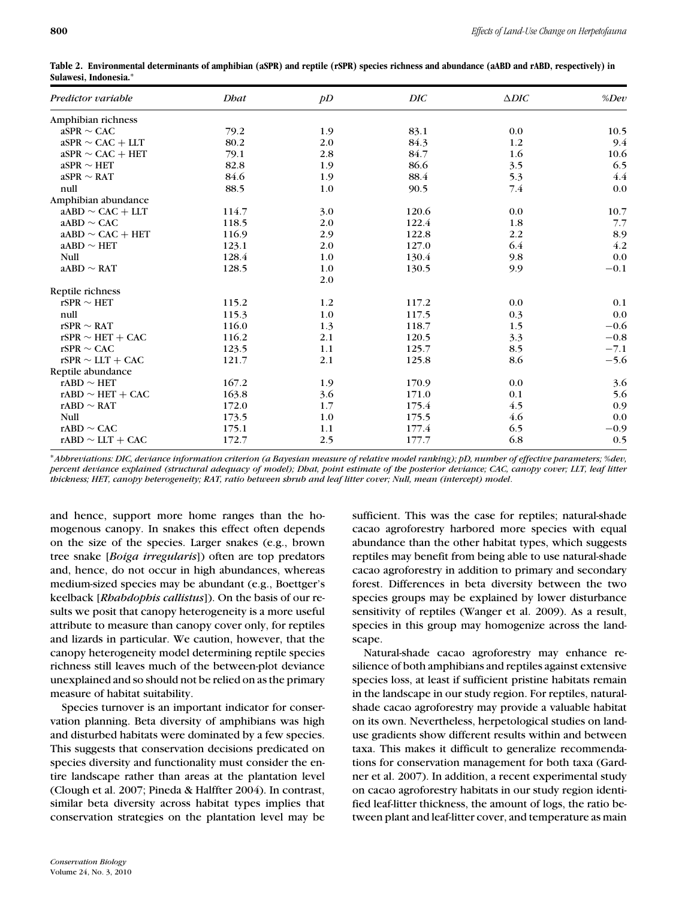**Table 2. Environmental determinants of amphibian (aSPR) and reptile (rSPR) species richness and abundance (aABD and rABD, respectively) in Sulawesi, Indonesia.***

| *Predictor variable* | *Dhat* | *pD* | *DIC* | *ΔDIC* | *%Dev* |
|---|---|---|---|---|---|
| Amphibian richness | | | | | |
| aSPR ∼ CAC | 79.2 | 1.9 | 83.1 | 0.0 | 10.5 |
| aSPR ∼ CAC + LLT | 80.2 | 2.0 | 84.3 | 1.2 | 9.4 |
| aSPR ∼ CAC + HET | 79.1 | 2.8 | 84.7 | 1.6 | 10.6 |
| aSPR ∼ HET | 82.8 | 1.9 | 86.6 | 3.5 | 6.5 |
| aSPR ∼ RAT | 84.6 | 1.9 | 88.4 | 5.3 | 4.4 |
| null | 88.5 | 1.0 | 90.5 | 7.4 | 0.0 |
| Amphibian abundance | | | | | |
| aABD ∼ CAC + LLT | 114.7 | 3.0 | 120.6 | 0.0 | 10.7 |
| aABD ∼ CAC | 118.5 | 2.0 | 122.4 | 1.8 | 7.7 |
| aABD ∼ CAC + HET | 116.9 | 2.9 | 122.8 | 2.2 | 8.9 |
| aABD ∼ HET | 123.1 | 2.0 | 127.0 | 6.4 | 4.2 |
| Null | 128.4 | 1.0 | 130.4 | 9.8 | 0.0 |
| aABD ∼ RAT | 128.5 | 1.0 | 130.5 | 9.9 | −0.1 |
| | | 2.0 | | | |
| Reptile richness | | | | | |
| rSPR ∼ HET | 115.2 | 1.2 | 117.2 | 0.0 | 0.1 |
| null | 115.3 | 1.0 | 117.5 | 0.3 | 0.0 |
| rSPR ∼ RAT | 116.0 | 1.3 | 118.7 | 1.5 | −0.6 |
| rSPR ∼ HET + CAC | 116.2 | 2.1 | 120.5 | 3.3 | −0.8 |
| rSPR ∼ CAC | 123.5 | 1.1 | 125.7 | 8.5 | −7.1 |
| rSPR ∼ LLT + CAC | 121.7 | 2.1 | 125.8 | 8.6 | −5.6 |
| Reptile abundance | | | | | |
| rABD ∼ HET | 167.2 | 1.9 | 170.9 | 0.0 | 3.6 |
| rABD ∼ HET + CAC | 163.8 | 3.6 | 171.0 | 0.1 | 5.6 |
| rABD ∼ RAT | 172.0 | 1.7 | 175.4 | 4.5 | 0.9 |
| Null | 173.5 | 1.0 | 175.5 | 4.6 | 0.0 |
| rABD ∼ CAC | 175.1 | 1.1 | 177.4 | 6.5 | −0.9 |
| rABD ∼ LLT + CAC | 172.7 | 2.5 | 177.7 | 6.8 | 0.5 |

**Abbreviations: DIC, deviance information criterion (a Bayesian measure of relative model ranking); pD, number of effective parameters; %dev, percent deviance explained (structural adequacy of model); Dhat, point estimate of the posterior deviance; CAC, canopy cover; LLT, leaf litter thickness; HET, canopy heterogeneity; RAT, ratio between shrub and leaf litter cover; Null, mean (intercept) model.*

and hence, support more home ranges than the homogenous canopy. In snakes this effect often depends on the size of the species. Larger snakes (e.g., brown tree snake [*Boiga irregularis*]) often are top predators and, hence, do not occur in high abundances, whereas medium-sized species may be abundant (e.g., Boettger's keelback [*Rhabdophis callistus*]). On the basis of our results we posit that canopy heterogeneity is a more useful attribute to measure than canopy cover only, for reptiles and lizards in particular. We caution, however, that the canopy heterogeneity model determining reptile species richness still leaves much of the between-plot deviance unexplained and so should not be relied on as the primary measure of habitat suitability.

Species turnover is an important indicator for conservation planning. Beta diversity of amphibians was high and disturbed habitats were dominated by a few species. This suggests that conservation decisions predicated on species diversity and functionality must consider the entire landscape rather than areas at the plantation level (Clough et al. 2007; Pineda & Halffter 2004). In contrast, similar beta diversity across habitat types implies that conservation strategies on the plantation level may be sufficient. This was the case for reptiles; natural-shade cacao agroforestry harbored more species with equal abundance than the other habitat types, which suggests reptiles may benefit from being able to use natural-shade cacao agroforestry in addition to primary and secondary forest. Differences in beta diversity between the two species groups may be explained by lower disturbance sensitivity of reptiles (Wanger et al. 2009). As a result, species in this group may homogenize across the landscape.

Natural-shade cacao agroforestry may enhance resilience of both amphibians and reptiles against extensive species loss, at least if sufficient pristine habitats remain in the landscape in our study region. For reptiles, natural-shade cacao agroforestry may provide a valuable habitat on its own. Nevertheless, herpetological studies on land-use gradients show different results within and between taxa. This makes it difficult to generalize recommendations for conservation management for both taxa (Gardner et al. 2007). In addition, a recent experimental study on cacao agroforestry habitats in our study region identified leaf-litter thickness, the amount of logs, the ratio between plant and leaf-litter cover, and temperature as main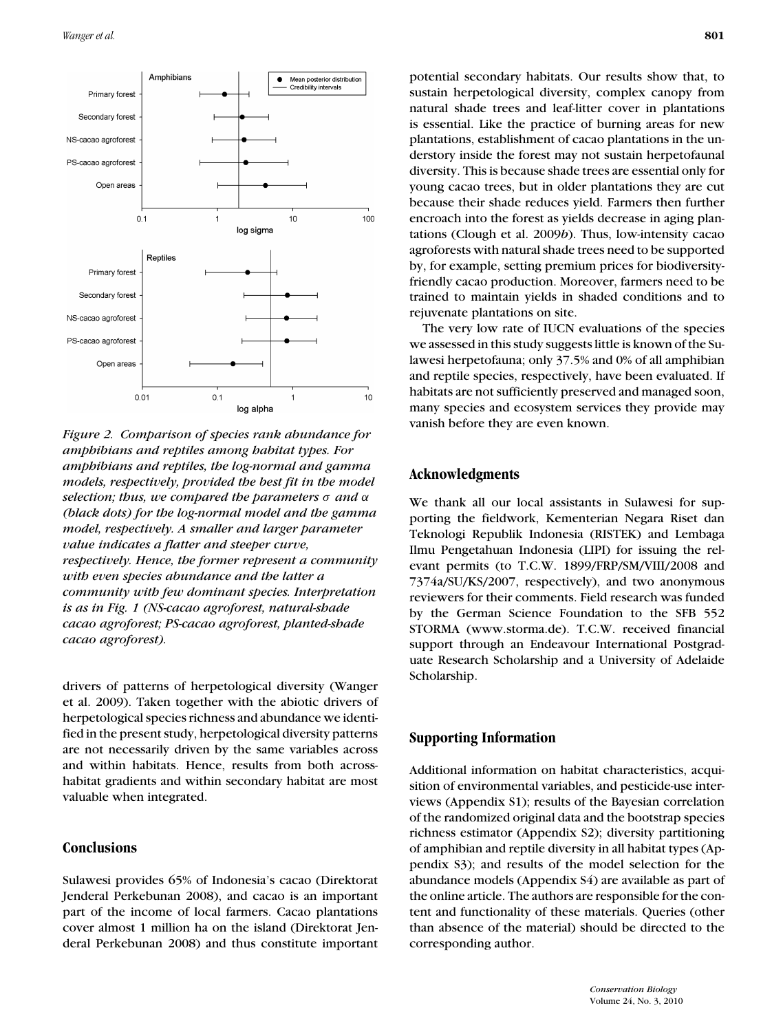*Figure 2. Comparison of species rank abundance for amphibians and reptiles among habitat types. For amphibians and reptiles, the log-normal and gamma models, respectively, provided the best fit in the model selection; thus, we compared the parameters σ and α (black dots) for the log-normal model and the gamma model, respectively. A smaller and larger parameter value indicates a flatter and steeper curve, respectively. Hence, the former represent a community with even species abundance and the latter a community with few dominant species. Interpretation is as in Fig. 1 (NS-cacao agroforest, natural-shade cacao agroforest; PS-cacao agroforest, planted-shade cacao agroforest).*

drivers of patterns of herpetological diversity (Wanger et al. 2009). Taken together with the abiotic drivers of herpetological species richness and abundance we identified in the present study, herpetological diversity patterns are not necessarily driven by the same variables across and within habitats. Hence, results from both across-habitat gradients and within secondary habitat are most valuable when integrated.

## Conclusions

Sulawesi provides 65% of Indonesia's cacao (Direktorat Jenderal Perkebunan 2008), and cacao is an important part of the income of local farmers. Cacao plantations cover almost 1 million ha on the island (Direktorat Jenderal Perkebunan 2008) and thus constitute important potential secondary habitats. Our results show that, to sustain herpetological diversity, complex canopy from natural shade trees and leaf-litter cover in plantations is essential. Like the practice of burning areas for new plantations, establishment of cacao plantations in the understory inside the forest may not sustain herpetofaunal diversity. This is because shade trees are essential only for young cacao trees, but in older plantations they are cut because their shade reduces yield. Farmers then further encroach into the forest as yields decrease in aging plantations (Clough et al. 2009*b*). Thus, low-intensity cacao agroforests with natural shade trees need to be supported by, for example, setting premium prices for biodiversity-friendly cacao production. Moreover, farmers need to be trained to maintain yields in shaded conditions and to rejuvenate plantations on site.

The very low rate of IUCN evaluations of the species we assessed in this study suggests little is known of the Sulawesi herpetofauna; only 37.5% and 0% of all amphibian and reptile species, respectively, have been evaluated. If habitats are not sufficiently preserved and managed soon, many species and ecosystem services they provide may vanish before they are even known.

## Acknowledgments

We thank all our local assistants in Sulawesi for supporting the fieldwork, Kementerian Negara Riset dan Teknologi Republik Indonesia (RISTEK) and Lembaga Ilmu Pengetahuan Indonesia (LIPI) for issuing the relevant permits (to T.C.W. 1899/FRP/SM/VIII/2008 and 7374a/SU/KS/2007, respectively), and two anonymous reviewers for their comments. Field research was funded by the German Science Foundation to the SFB 552 STORMA (www.storma.de). T.C.W. received financial support through an Endeavour International Postgraduate Research Scholarship and a University of Adelaide Scholarship.

## Supporting Information

Additional information on habitat characteristics, acquisition of environmental variables, and pesticide-use interviews (Appendix S1); results of the Bayesian correlation of the randomized original data and the bootstrap species richness estimator (Appendix S2); diversity partitioning of amphibian and reptile diversity in all habitat types (Appendix S3); and results of the model selection for the abundance models (Appendix S4) are available as part of the online article. The authors are responsible for the content and functionality of these materials. Queries (other than absence of the material) should be directed to the corresponding author.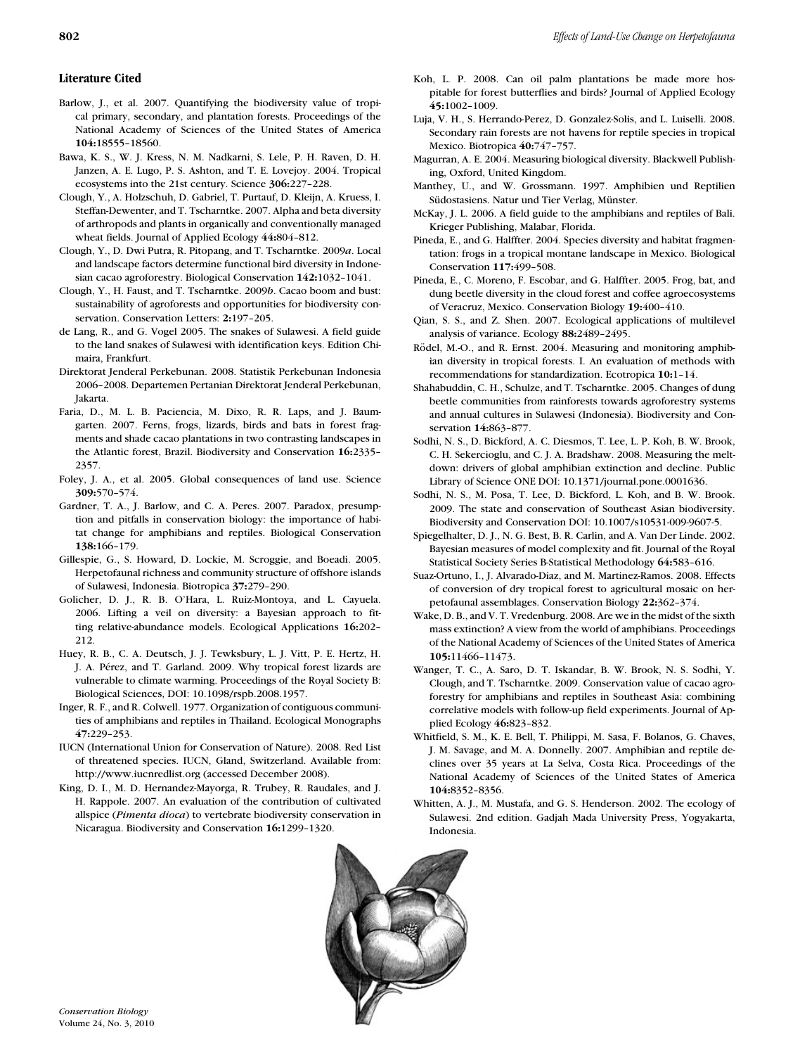## Literature Cited

Barlow, J., et al. 2007. Quantifying the biodiversity value of tropical primary, secondary, and plantation forests. Proceedings of the National Academy of Sciences of the United States of America **104:**18555–18560.

Bawa, K. S., W. J. Kress, N. M. Nadkarni, S. Lele, P. H. Raven, D. H. Janzen, A. E. Lugo, P. S. Ashton, and T. E. Lovejoy. 2004. Tropical ecosystems into the 21st century. Science **306:**227–228.

Clough, Y., A. Holzschuh, D. Gabriel, T. Purtauf, D. Kleijn, A. Kruess, I. Steffan-Dewenter, and T. Tscharntke. 2007. Alpha and beta diversity of arthropods and plants in organically and conventionally managed wheat fields. Journal of Applied Ecology **44:**804–812.

Clough, Y., D. Dwi Putra, R. Pitopang, and T. Tscharntke. 2009*a*. Local and landscape factors determine functional bird diversity in Indonesian cacao agroforestry. Biological Conservation **142:**1032–1041.

Clough, Y., H. Faust, and T. Tscharntke. 2009*b*. Cacao boom and bust: sustainability of agroforests and opportunities for biodiversity conservation. Conservation Letters: **2:**197–205.

de Lang, R., and G. Vogel 2005. The snakes of Sulawesi. A field guide to the land snakes of Sulawesi with identification keys. Edition Chimaira, Frankfurt.

Direktorat Jenderal Perkebunan. 2008. Statistik Perkebunan Indonesia 2006–2008. Departemen Pertanian Direktorat Jenderal Perkebunan, Jakarta.

Faria, D., M. L. B. Paciencia, M. Dixo, R. R. Laps, and J. Baumgarten. 2007. Ferns, frogs, lizards, birds and bats in forest fragments and shade cacao plantations in two contrasting landscapes in the Atlantic forest, Brazil. Biodiversity and Conservation **16:**2335–2357.

Foley, J. A., et al. 2005. Global consequences of land use. Science **309:**570–574.

Gardner, T. A., J. Barlow, and C. A. Peres. 2007. Paradox, presumption and pitfalls in conservation biology: the importance of habitat change for amphibians and reptiles. Biological Conservation **138:**166–179.

Gillespie, G., S. Howard, D. Lockie, M. Scroggie, and Boeadi. 2005. Herpetofaunal richness and community structure of offshore islands of Sulawesi, Indonesia. Biotropica **37:**279–290.

Golicher, D. J., R. B. O'Hara, L. Ruiz-Montoya, and L. Cayuela. 2006. Lifting a veil on diversity: a Bayesian approach to fitting relative-abundance models. Ecological Applications **16:**202–212.

Huey, R. B., C. A. Deutsch, J. J. Tewksbury, L. J. Vitt, P. E. Hertz, H. J. A. Pérez, and T. Garland. 2009. Why tropical forest lizards are vulnerable to climate warming. Proceedings of the Royal Society B: Biological Sciences, DOI: 10.1098/rspb.2008.1957.

Inger, R. F., and R. Colwell. 1977. Organization of contiguous communities of amphibians and reptiles in Thailand. Ecological Monographs **47:**229–253.

IUCN (International Union for Conservation of Nature). 2008. Red List of threatened species. IUCN, Gland, Switzerland. Available from: http://www.iucnredlist.org (accessed December 2008).

King, D. I., M. D. Hernandez-Mayorga, R. Trubey, R. Raudales, and J. H. Rappole. 2007. An evaluation of the contribution of cultivated allspice (*Pimenta dioca*) to vertebrate biodiversity conservation in Nicaragua. Biodiversity and Conservation **16:**1299–1320.

Koh, L. P. 2008. Can oil palm plantations be made more hospitable for forest butterflies and birds? Journal of Applied Ecology **45:**1002–1009.

Luja, V. H., S. Herrando-Perez, D. Gonzalez-Solis, and L. Luiselli. 2008. Secondary rain forests are not havens for reptile species in tropical Mexico. Biotropica **40:**747–757.

Magurran, A. E. 2004. Measuring biological diversity. Blackwell Publishing, Oxford, United Kingdom.

Manthey, U., and W. Grossmann. 1997. Amphibien und Reptilien Südostasiens. Natur und Tier Verlag, Münster.

McKay, J. L. 2006. A field guide to the amphibians and reptiles of Bali. Krieger Publishing, Malabar, Florida.

Pineda, E., and G. Halffter. 2004. Species diversity and habitat fragmentation: frogs in a tropical montane landscape in Mexico. Biological Conservation **117:**499–508.

Pineda, E., C. Moreno, F. Escobar, and G. Halffter. 2005. Frog, bat, and dung beetle diversity in the cloud forest and coffee agroecosystems of Veracruz, Mexico. Conservation Biology **19:**400–410.

Qian, S. S., and Z. Shen. 2007. Ecological applications of multilevel analysis of variance. Ecology **88:**2489–2495.

Rödel, M.-O., and R. Ernst. 2004. Measuring and monitoring amphibian diversity in tropical forests. I. An evaluation of methods with recommendations for standardization. Ecotropica **10:**1–14.

Shahabuddin, C. H., Schulze, and T. Tscharntke. 2005. Changes of dung beetle communities from rainforests towards agroforestry systems and annual cultures in Sulawesi (Indonesia). Biodiversity and Conservation **14:**863–877.

Sodhi, N. S., D. Bickford, A. C. Diesmos, T. Lee, L. P. Koh, B. W. Brook, C. H. Sekercioglu, and C. J. A. Bradshaw. 2008. Measuring the meltdown: drivers of global amphibian extinction and decline. Public Library of Science ONE DOI: 10.1371/journal.pone.0001636.

Sodhi, N. S., M. Posa, T. Lee, D. Bickford, L. Koh, and B. W. Brook. 2009. The state and conservation of Southeast Asian biodiversity. Biodiversity and Conservation DOI: 10.1007/s10531-009-9607-5.

Spiegelhalter, D. J., N. G. Best, B. R. Carlin, and A. Van Der Linde. 2002. Bayesian measures of model complexity and fit. Journal of the Royal Statistical Society Series B-Statistical Methodology **64:**583–616.

Suaz-Ortuno, I., J. Alvarado-Diaz, and M. Martinez-Ramos. 2008. Effects of conversion of dry tropical forest to agricultural mosaic on herpetofaunal assemblages. Conservation Biology **22:**362–374.

Wake, D. B., and V. T. Vredenburg. 2008. Are we in the midst of the sixth mass extinction? A view from the world of amphibians. Proceedings of the National Academy of Sciences of the United States of America **105:**11466–11473.

Wanger, T. C., A. Saro, D. T. Iskandar, B. W. Brook, N. S. Sodhi, Y. Clough, and T. Tscharntke. 2009. Conservation value of cacao agroforestry for amphibians and reptiles in Southeast Asia: combining correlative models with follow-up field experiments. Journal of Applied Ecology **46:**823–832.

Whitfield, S. M., K. E. Bell, T. Philippi, M. Sasa, F. Bolanos, G. Chaves, J. M. Savage, and M. A. Donnelly. 2007. Amphibian and reptile declines over 35 years at La Selva, Costa Rica. Proceedings of the National Academy of Sciences of the United States of America **104:**8352–8356.

Whitten, A. J., M. Mustafa, and G. S. Henderson. 2002. The ecology of Sulawesi. 2nd edition. Gadjah Mada University Press, Yogyakarta, Indonesia.